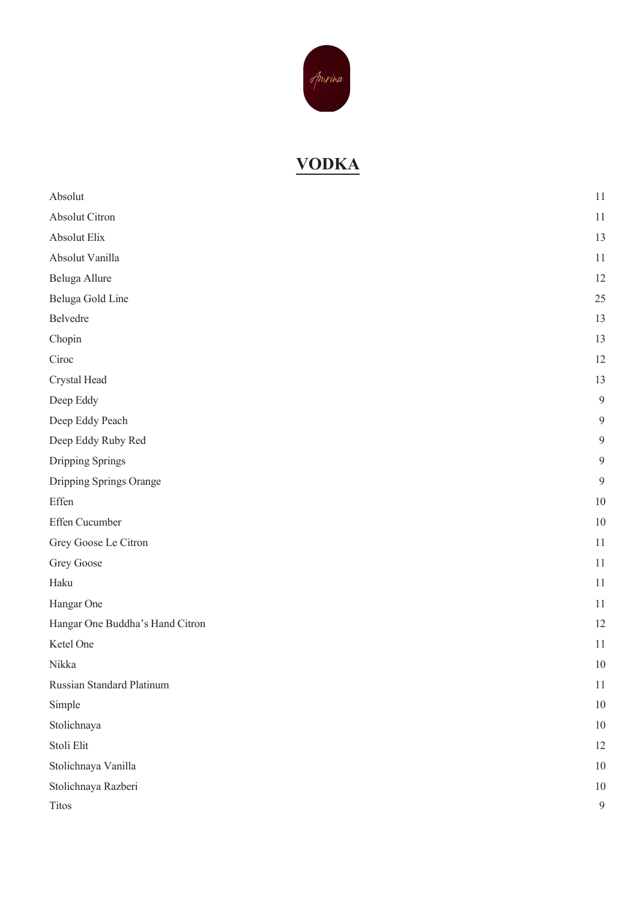# VODKA

| Item | Price |
|---|---|
| Absolut | 11 |
| Absolut Citron | 11 |
| Absolut Elix | 13 |
| Absolut Vanilla | 11 |
| Beluga Allure | 12 |
| Beluga Gold Line | 25 |
| Belvedre | 13 |
| Chopin | 13 |
| Ciroc | 12 |
| Crystal Head | 13 |
| Deep Eddy | 9 |
| Deep Eddy Peach | 9 |
| Deep Eddy Ruby Red | 9 |
| Dripping Springs | 9 |
| Dripping Springs Orange | 9 |
| Effen | 10 |
| Effen Cucumber | 10 |
| Grey Goose Le Citron | 11 |
| Grey Goose | 11 |
| Haku | 11 |
| Hangar One | 11 |
| Hangar One Buddha's Hand Citron | 12 |
| Ketel One | 11 |
| Nikka | 10 |
| Russian Standard Platinum | 11 |
| Simple | 10 |
| Stolichnaya | 10 |
| Stoli Elit | 12 |
| Stolichnaya Vanilla | 10 |
| Stolichnaya Razberi | 10 |
| Titos | 9 |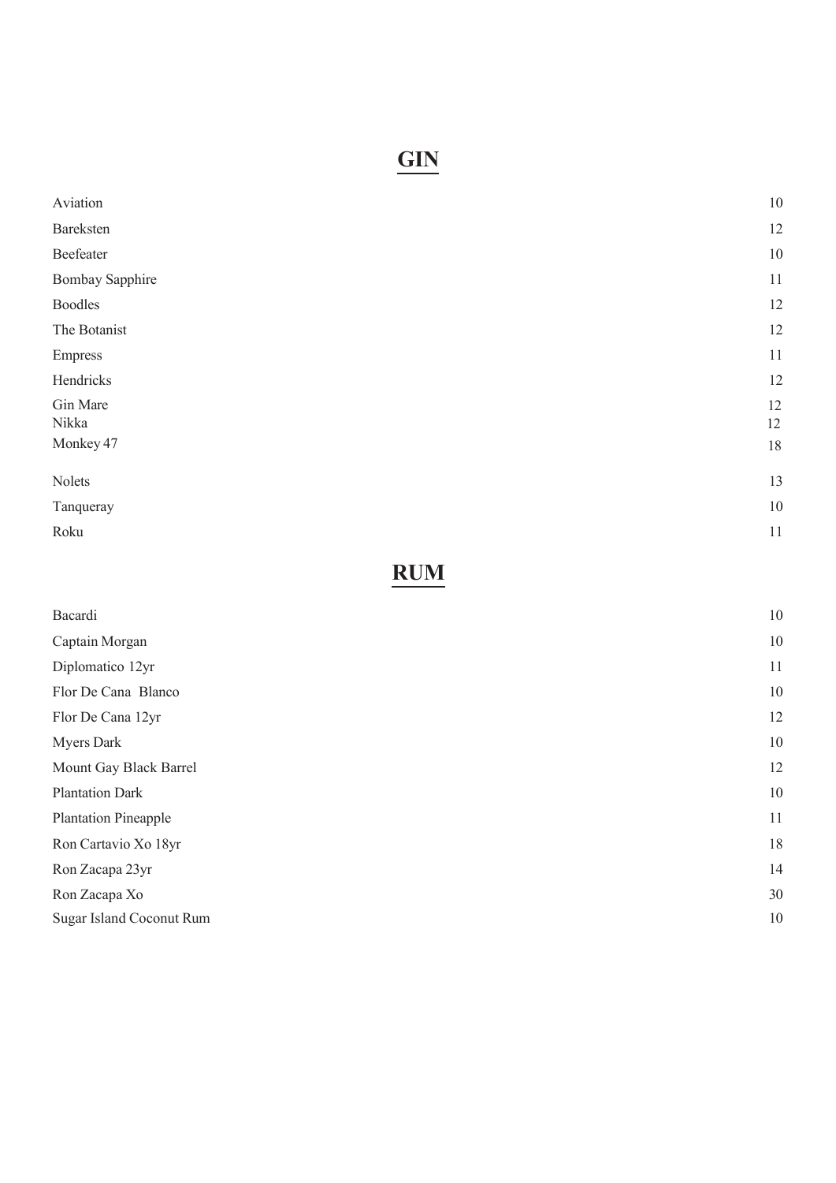# GIN

| | |
|---|---|
| Aviation | 10 |
| Bareksten | 12 |
| Beefeater | 10 |
| Bombay Sapphire | 11 |
| Boodles | 12 |
| The Botanist | 12 |
| Empress | 11 |
| Hendricks | 12 |
| Gin Mare | 12 |
| Nikka | 12 |
| Monkey 47 | 18 |
| Nolets | 13 |
| Tanqueray | 10 |
| Roku | 11 |

# RUM

| | |
|---|---|
| Bacardi | 10 |
| Captain Morgan | 10 |
| Diplomatico 12yr | 11 |
| Flor De Cana Blanco | 10 |
| Flor De Cana 12yr | 12 |
| Myers Dark | 10 |
| Mount Gay Black Barrel | 12 |
| Plantation Dark | 10 |
| Plantation Pineapple | 11 |
| Ron Cartavio Xo 18yr | 18 |
| Ron Zacapa 23yr | 14 |
| Ron Zacapa Xo | 30 |
| Sugar Island Coconut Rum | 10 |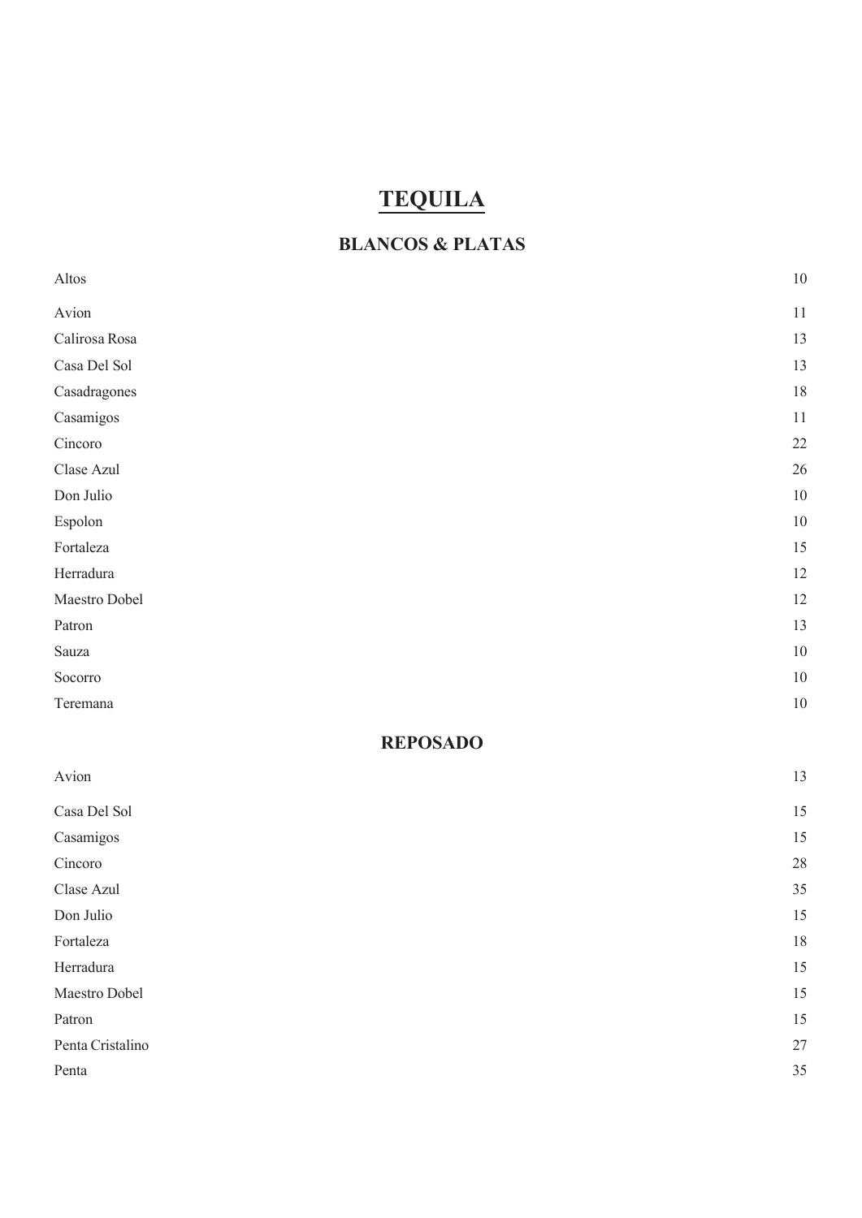# TEQUILA

## BLANCOS & PLATAS

| Item | Price |
|---|---|
| Altos | 10 |
| Avion | 11 |
| Calirosa Rosa | 13 |
| Casa Del Sol | 13 |
| Casadragones | 18 |
| Casamigos | 11 |
| Cincoro | 22 |
| Clase Azul | 26 |
| Don Julio | 10 |
| Espolon | 10 |
| Fortaleza | 15 |
| Herradura | 12 |
| Maestro Dobel | 12 |
| Patron | 13 |
| Sauza | 10 |
| Socorro | 10 |
| Teremana | 10 |

## REPOSADO

| Item | Price |
|---|---|
| Avion | 13 |
| Casa Del Sol | 15 |
| Casamigos | 15 |
| Cincoro | 28 |
| Clase Azul | 35 |
| Don Julio | 15 |
| Fortaleza | 18 |
| Herradura | 15 |
| Maestro Dobel | 15 |
| Patron | 15 |
| Penta Cristalino | 27 |
| Penta | 35 |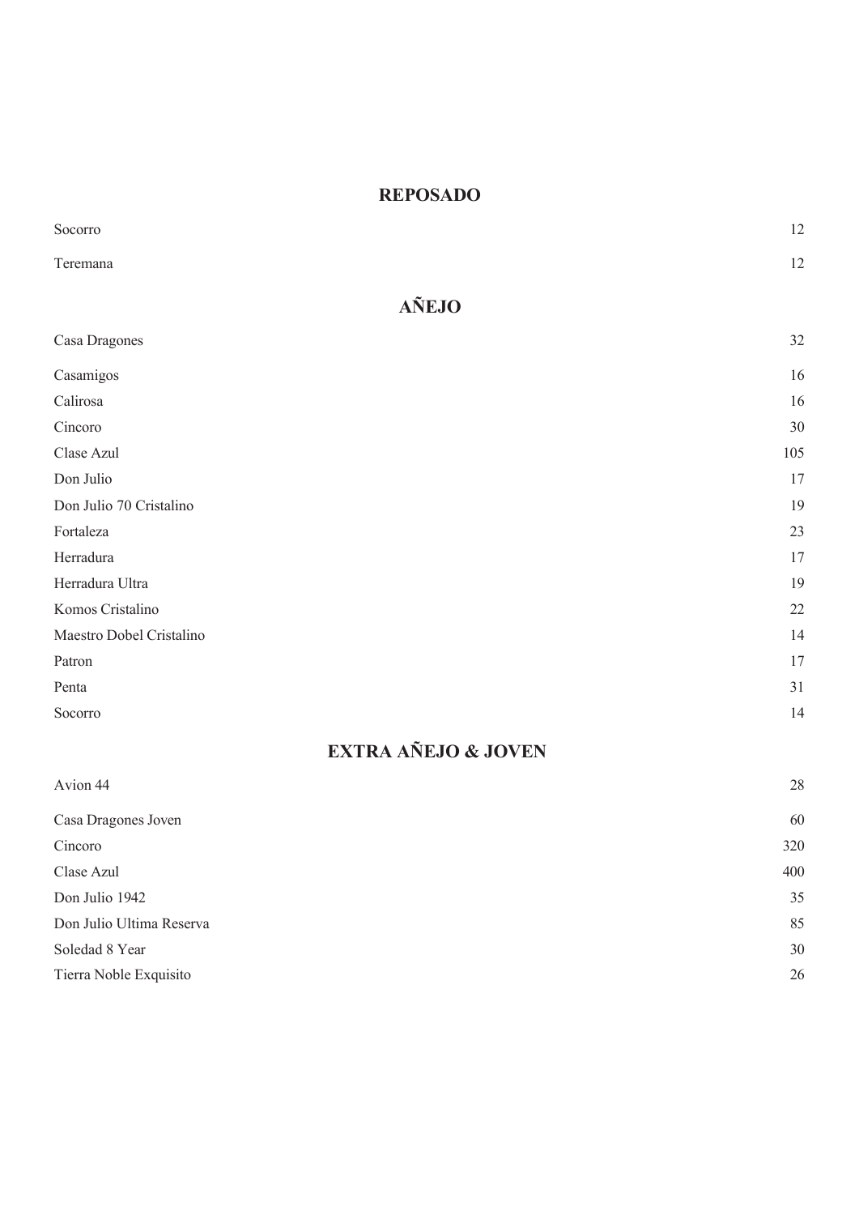## REPOSADO

| | |
|---|---|
| Socorro | 12 |
| Teremana | 12 |

## AÑEJO

| | |
|---|---|
| Casa Dragones | 32 |
| Casamigos | 16 |
| Calirosa | 16 |
| Cincoro | 30 |
| Clase Azul | 105 |
| Don Julio | 17 |
| Don Julio 70 Cristalino | 19 |
| Fortaleza | 23 |
| Herradura | 17 |
| Herradura Ultra | 19 |
| Komos Cristalino | 22 |
| Maestro Dobel Cristalino | 14 |
| Patron | 17 |
| Penta | 31 |
| Socorro | 14 |

## EXTRA AÑEJO & JOVEN

| | |
|---|---|
| Avion 44 | 28 |
| Casa Dragones Joven | 60 |
| Cincoro | 320 |
| Clase Azul | 400 |
| Don Julio 1942 | 35 |
| Don Julio Ultima Reserva | 85 |
| Soledad 8 Year | 30 |
| Tierra Noble Exquisito | 26 |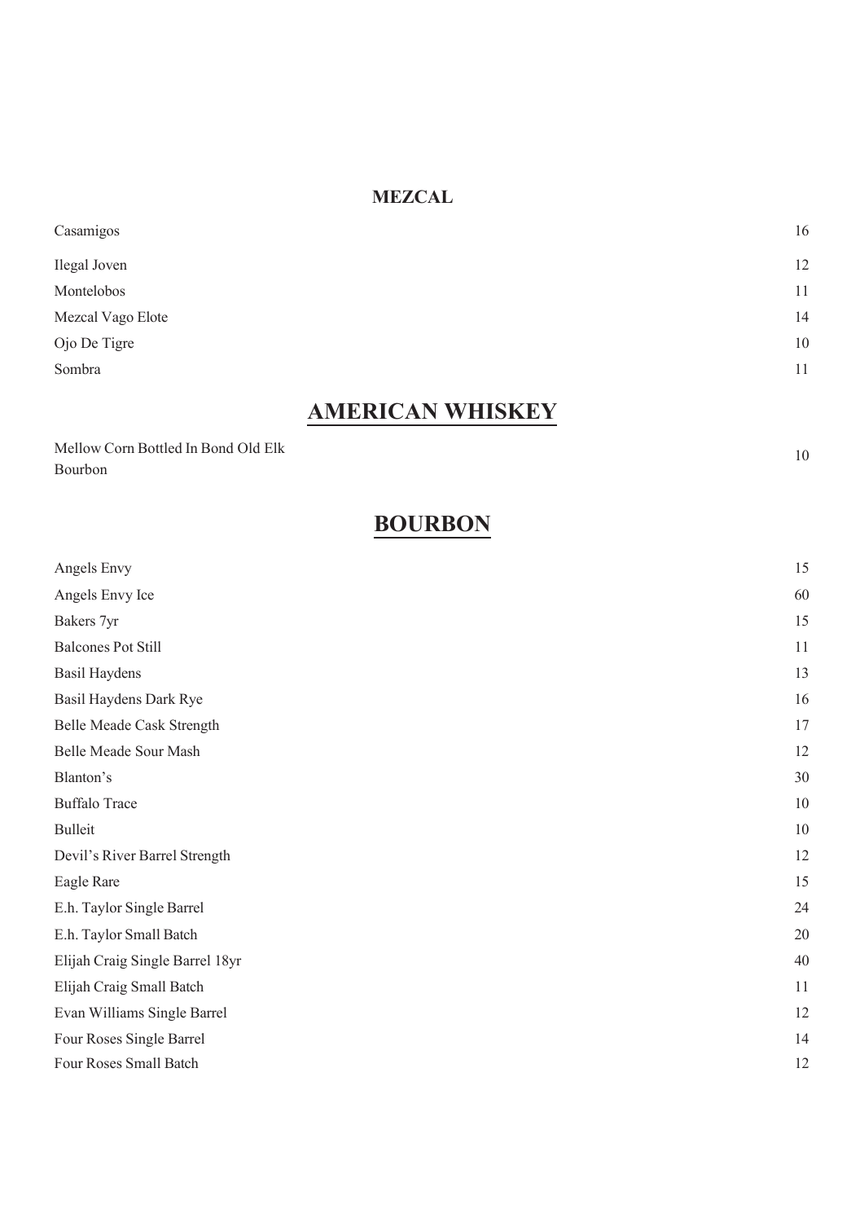## MEZCAL

| | |
|---|---|
| Casamigos | 16 |
| Ilegal Joven | 12 |
| Montelobos | 11 |
| Mezcal Vago Elote | 14 |
| Ojo De Tigre | 10 |
| Sombra | 11 |

# AMERICAN WHISKEY

| | |
|---|---|
| Mellow Corn Bottled In Bond Old Elk Bourbon | 10 |

# BOURBON

| | |
|---|---|
| Angels Envy | 15 |
| Angels Envy Ice | 60 |
| Bakers 7yr | 15 |
| Balcones Pot Still | 11 |
| Basil Haydens | 13 |
| Basil Haydens Dark Rye | 16 |
| Belle Meade Cask Strength | 17 |
| Belle Meade Sour Mash | 12 |
| Blanton's | 30 |
| Buffalo Trace | 10 |
| Bulleit | 10 |
| Devil's River Barrel Strength | 12 |
| Eagle Rare | 15 |
| E.h. Taylor Single Barrel | 24 |
| E.h. Taylor Small Batch | 20 |
| Elijah Craig Single Barrel 18yr | 40 |
| Elijah Craig Small Batch | 11 |
| Evan Williams Single Barrel | 12 |
| Four Roses Single Barrel | 14 |
| Four Roses Small Batch | 12 |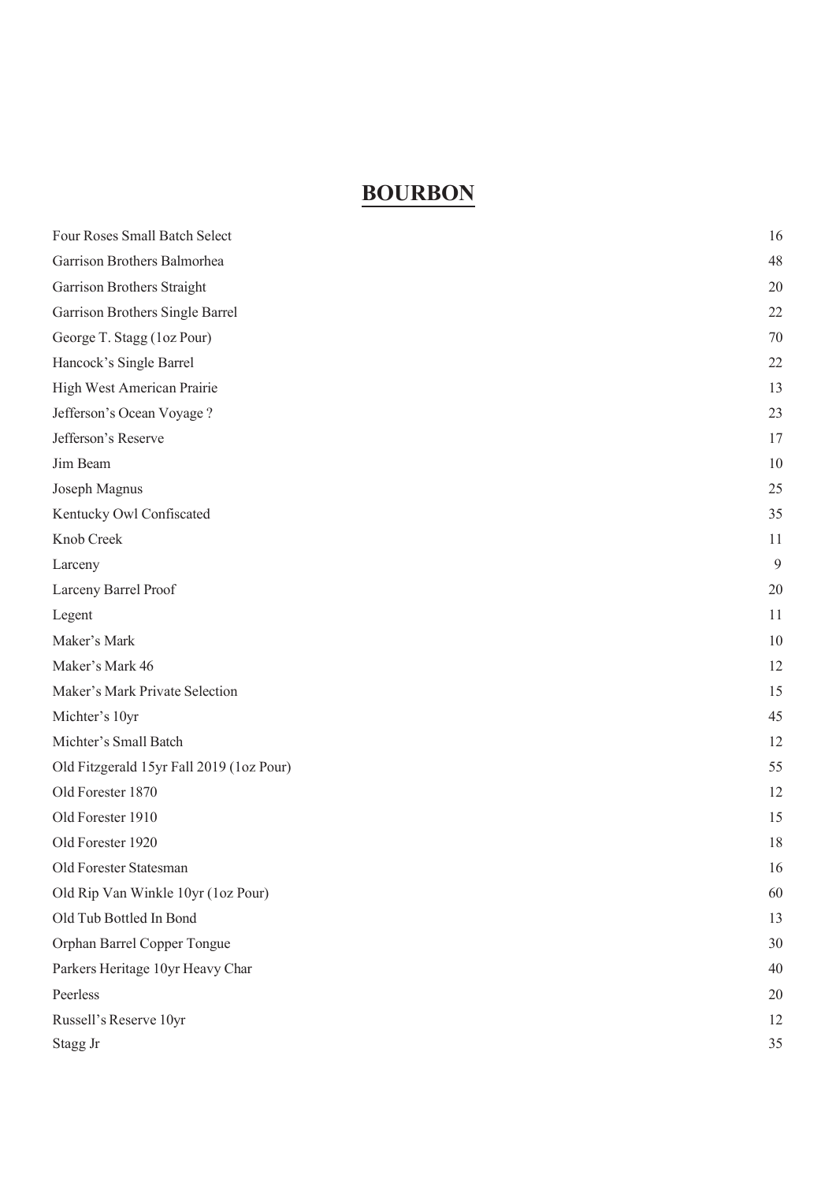# BOURBON

| | |
|---|---|
| Four Roses Small Batch Select | 16 |
| Garrison Brothers Balmorhea | 48 |
| Garrison Brothers Straight | 20 |
| Garrison Brothers Single Barrel | 22 |
| George T. Stagg (1oz Pour) | 70 |
| Hancock's Single Barrel | 22 |
| High West American Prairie | 13 |
| Jefferson's Ocean Voyage ? | 23 |
| Jefferson's Reserve | 17 |
| Jim Beam | 10 |
| Joseph Magnus | 25 |
| Kentucky Owl Confiscated | 35 |
| Knob Creek | 11 |
| Larceny | 9 |
| Larceny Barrel Proof | 20 |
| Legent | 11 |
| Maker's Mark | 10 |
| Maker's Mark 46 | 12 |
| Maker's Mark Private Selection | 15 |
| Michter's 10yr | 45 |
| Michter's Small Batch | 12 |
| Old Fitzgerald 15yr Fall 2019 (1oz Pour) | 55 |
| Old Forester 1870 | 12 |
| Old Forester 1910 | 15 |
| Old Forester 1920 | 18 |
| Old Forester Statesman | 16 |
| Old Rip Van Winkle 10yr (1oz Pour) | 60 |
| Old Tub Bottled In Bond | 13 |
| Orphan Barrel Copper Tongue | 30 |
| Parkers Heritage 10yr Heavy Char | 40 |
| Peerless | 20 |
| Russell's Reserve 10yr | 12 |
| Stagg Jr | 35 |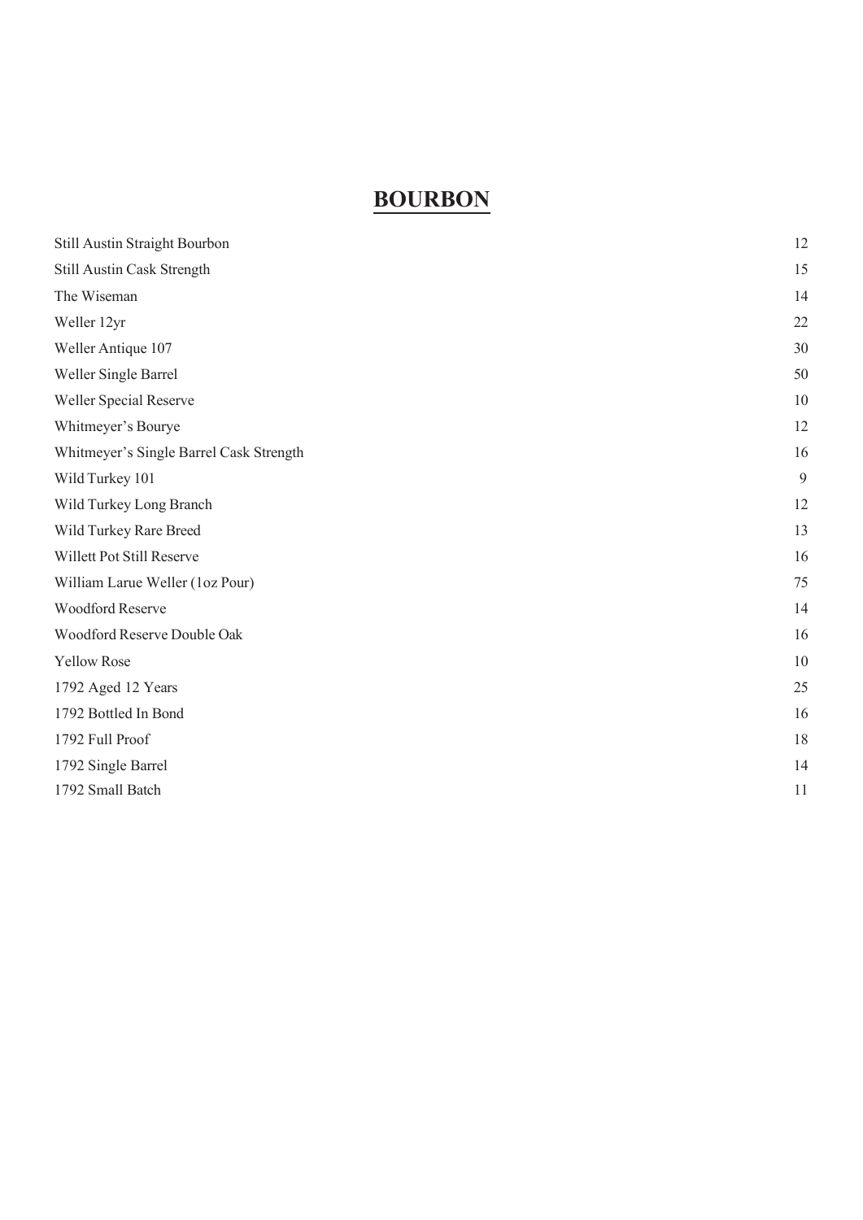# BOURBON

| | |
|---|---|
| Still Austin Straight Bourbon | 12 |
| Still Austin Cask Strength | 15 |
| The Wiseman | 14 |
| Weller 12yr | 22 |
| Weller Antique 107 | 30 |
| Weller Single Barrel | 50 |
| Weller Special Reserve | 10 |
| Whitmeyer's Bourye | 12 |
| Whitmeyer's Single Barrel Cask Strength | 16 |
| Wild Turkey 101 | 9 |
| Wild Turkey Long Branch | 12 |
| Wild Turkey Rare Breed | 13 |
| Willett Pot Still Reserve | 16 |
| William Larue Weller (1oz Pour) | 75 |
| Woodford Reserve | 14 |
| Woodford Reserve Double Oak | 16 |
| Yellow Rose | 10 |
| 1792 Aged 12 Years | 25 |
| 1792 Bottled In Bond | 16 |
| 1792 Full Proof | 18 |
| 1792 Single Barrel | 14 |
| 1792 Small Batch | 11 |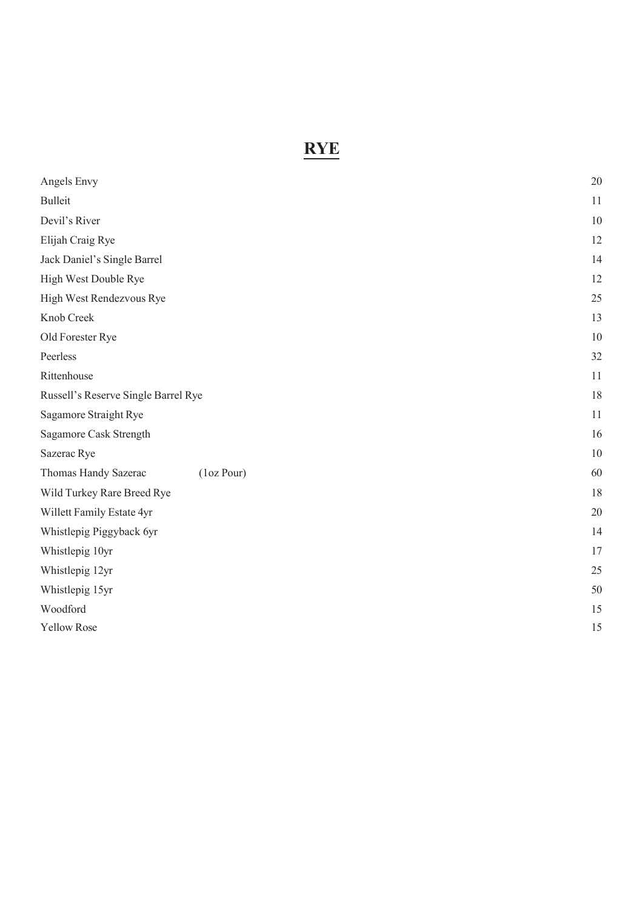# RYE

| | |
|---|---|
| Angels Envy | 20 |
| Bulleit | 11 |
| Devil's River | 10 |
| Elijah Craig Rye | 12 |
| Jack Daniel's Single Barrel | 14 |
| High West Double Rye | 12 |
| High West Rendezvous Rye | 25 |
| Knob Creek | 13 |
| Old Forester Rye | 10 |
| Peerless | 32 |
| Rittenhouse | 11 |
| Russell's Reserve Single Barrel Rye | 18 |
| Sagamore Straight Rye | 11 |
| Sagamore Cask Strength | 16 |
| Sazerac Rye | 10 |
| Thomas Handy Sazerac (1oz Pour) | 60 |
| Wild Turkey Rare Breed Rye | 18 |
| Willett Family Estate 4yr | 20 |
| Whistlepig Piggyback 6yr | 14 |
| Whistlepig 10yr | 17 |
| Whistlepig 12yr | 25 |
| Whistlepig 15yr | 50 |
| Woodford | 15 |
| Yellow Rose | 15 |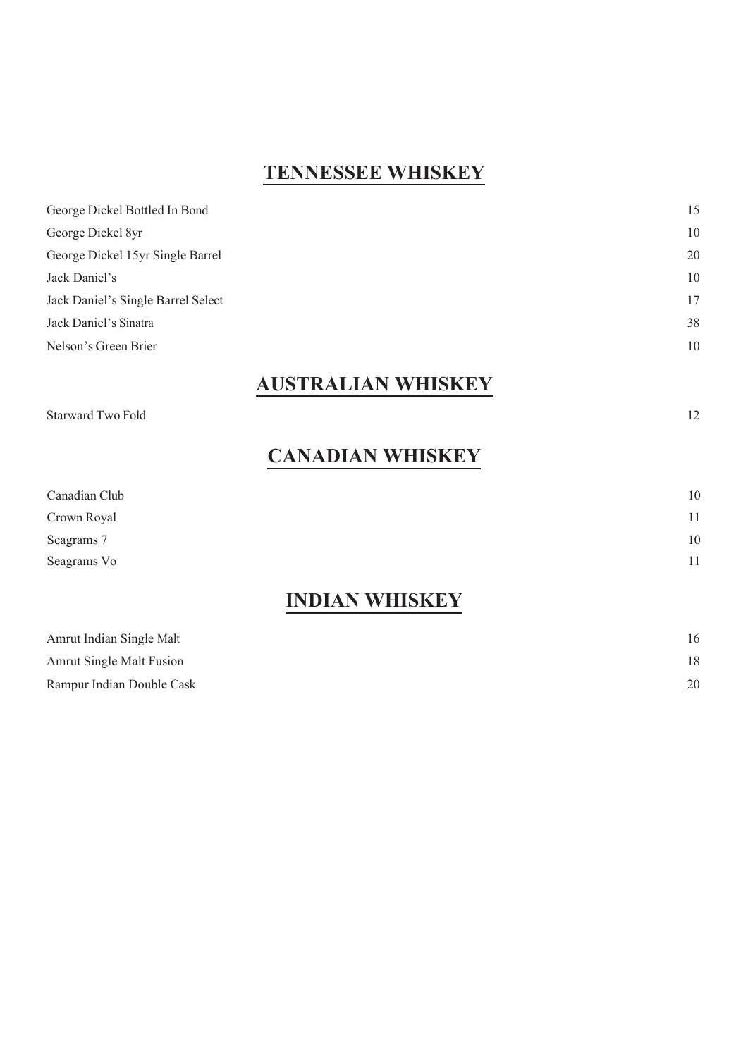## TENNESSEE WHISKEY

| Item | Price |
| --- | --- |
| George Dickel Bottled In Bond | 15 |
| George Dickel 8yr | 10 |
| George Dickel 15yr Single Barrel | 20 |
| Jack Daniel's | 10 |
| Jack Daniel's Single Barrel Select | 17 |
| Jack Daniel's Sinatra | 38 |
| Nelson's Green Brier | 10 |

## AUSTRALIAN WHISKEY

| Item | Price |
| --- | --- |
| Starward Two Fold | 12 |

## CANADIAN WHISKEY

| Item | Price |
| --- | --- |
| Canadian Club | 10 |
| Crown Royal | 11 |
| Seagrams 7 | 10 |
| Seagrams Vo | 11 |

## INDIAN WHISKEY

| Item | Price |
| --- | --- |
| Amrut Indian Single Malt | 16 |
| Amrut Single Malt Fusion | 18 |
| Rampur Indian Double Cask | 20 |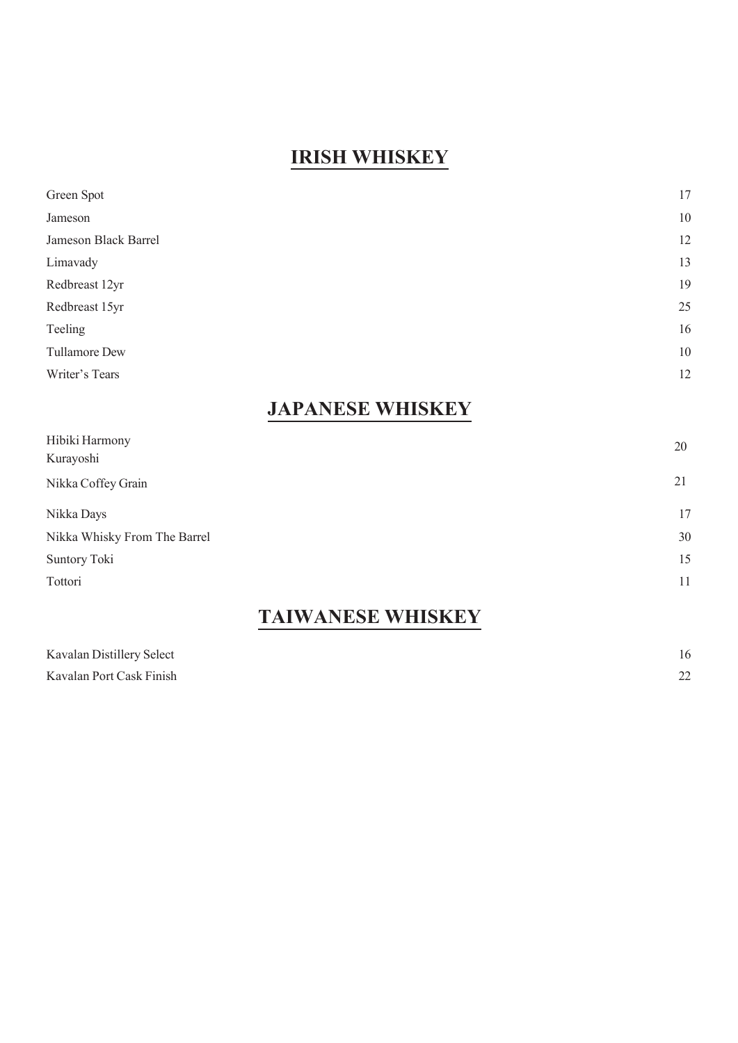## IRISH WHISKEY

| | |
|---|---|
| Green Spot | 17 |
| Jameson | 10 |
| Jameson Black Barrel | 12 |
| Limavady | 13 |
| Redbreast 12yr | 19 |
| Redbreast 15yr | 25 |
| Teeling | 16 |
| Tullamore Dew | 10 |
| Writer's Tears | 12 |

## JAPANESE WHISKEY

| | |
|---|---|
| Hibiki Harmony | |
| Kurayoshi | 20 |
| Nikka Coffey Grain | 21 |
| Nikka Days | 17 |
| Nikka Whisky From The Barrel | 30 |
| Suntory Toki | 15 |
| Tottori | 11 |

## TAIWANESE WHISKEY

| | |
|---|---|
| Kavalan Distillery Select | 16 |
| Kavalan Port Cask Finish | 22 |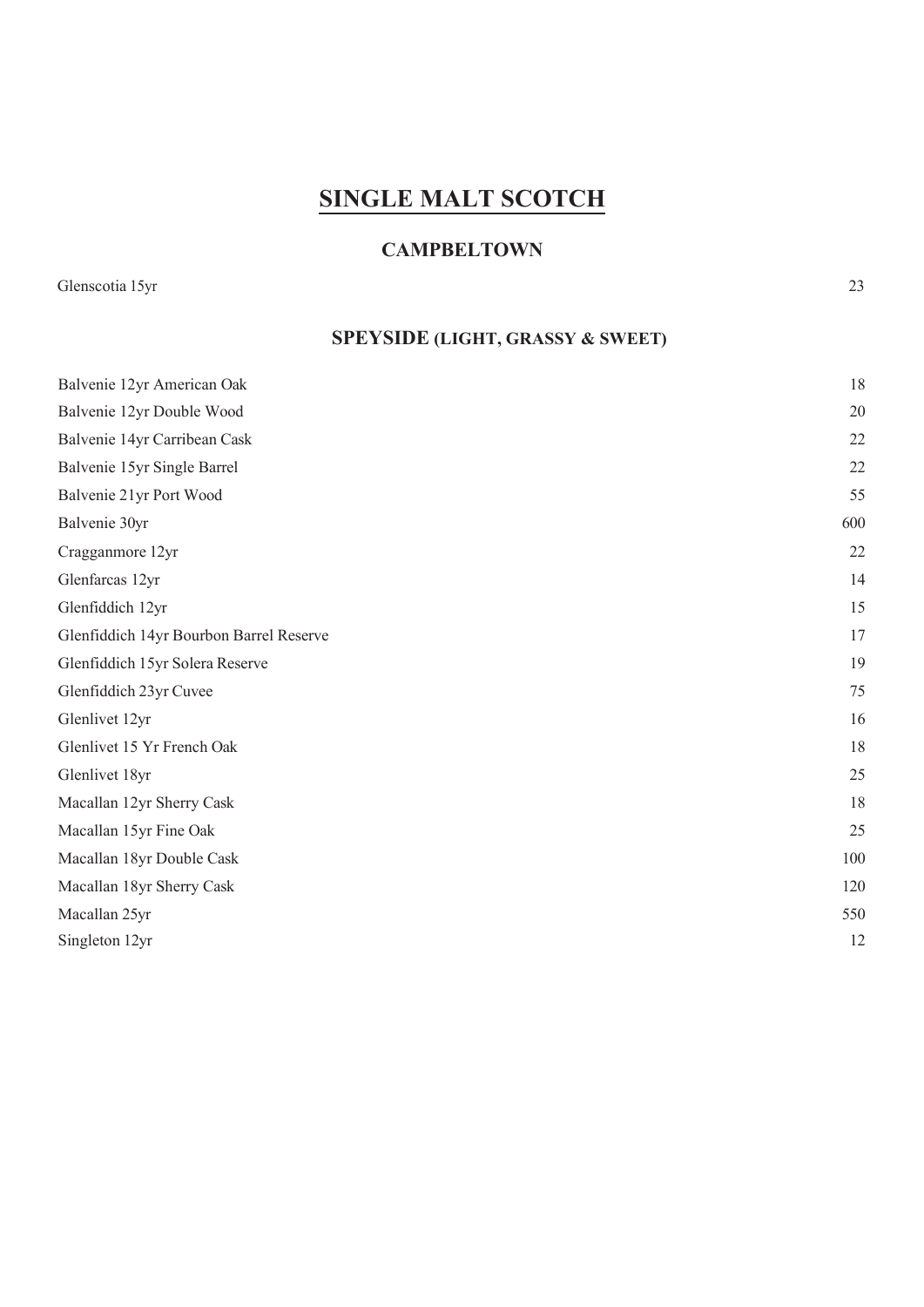# SINGLE MALT SCOTCH

## CAMPBELTOWN

| | |
|---|---|
| Glenscotia 15yr | 23 |

## SPEYSIDE (LIGHT, GRASSY & SWEET)

| | |
|---|---|
| Balvenie 12yr American Oak | 18 |
| Balvenie 12yr Double Wood | 20 |
| Balvenie 14yr Carribean Cask | 22 |
| Balvenie 15yr Single Barrel | 22 |
| Balvenie 21yr Port Wood | 55 |
| Balvenie 30yr | 600 |
| Cragganmore 12yr | 22 |
| Glenfarcas 12yr | 14 |
| Glenfiddich 12yr | 15 |
| Glenfiddich 14yr Bourbon Barrel Reserve | 17 |
| Glenfiddich 15yr Solera Reserve | 19 |
| Glenfiddich 23yr Cuvee | 75 |
| Glenlivet 12yr | 16 |
| Glenlivet 15 Yr French Oak | 18 |
| Glenlivet 18yr | 25 |
| Macallan 12yr Sherry Cask | 18 |
| Macallan 15yr Fine Oak | 25 |
| Macallan 18yr Double Cask | 100 |
| Macallan 18yr Sherry Cask | 120 |
| Macallan 25yr | 550 |
| Singleton 12yr | 12 |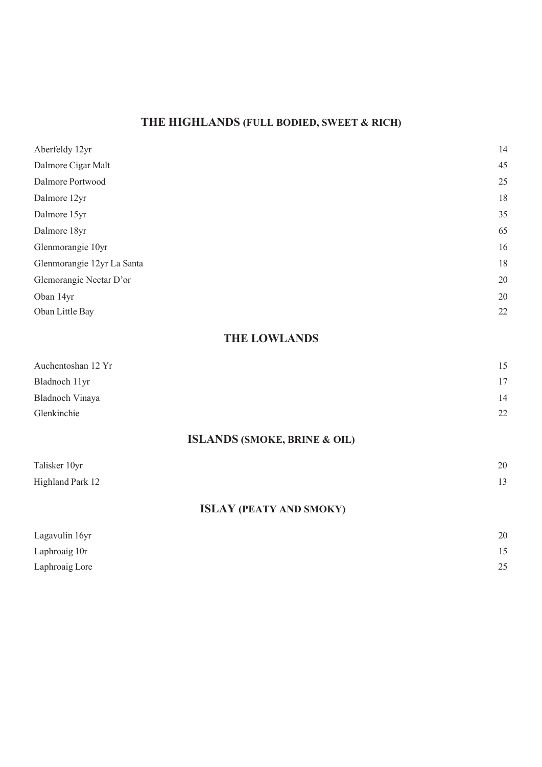## THE HIGHLANDS (FULL BODIED, SWEET & RICH)

| | |
|---|---|
| Aberfeldy 12yr | 14 |
| Dalmore Cigar Malt | 45 |
| Dalmore Portwood | 25 |
| Dalmore 12yr | 18 |
| Dalmore 15yr | 35 |
| Dalmore 18yr | 65 |
| Glenmorangie 10yr | 16 |
| Glenmorangie 12yr La Santa | 18 |
| Glemorangie Nectar D'or | 20 |
| Oban 14yr | 20 |
| Oban Little Bay | 22 |

## THE LOWLANDS

| | |
|---|---|
| Auchentoshan 12 Yr | 15 |
| Bladnoch 11yr | 17 |
| Bladnoch Vinaya | 14 |
| Glenkinchie | 22 |

## ISLANDS (SMOKE, BRINE & OIL)

| | |
|---|---|
| Talisker 10yr | 20 |
| Highland Park 12 | 13 |

## ISLAY (PEATY AND SMOKY)

| | |
|---|---|
| Lagavulin 16yr | 20 |
| Laphroaig 10r | 15 |
| Laphroaig Lore | 25 |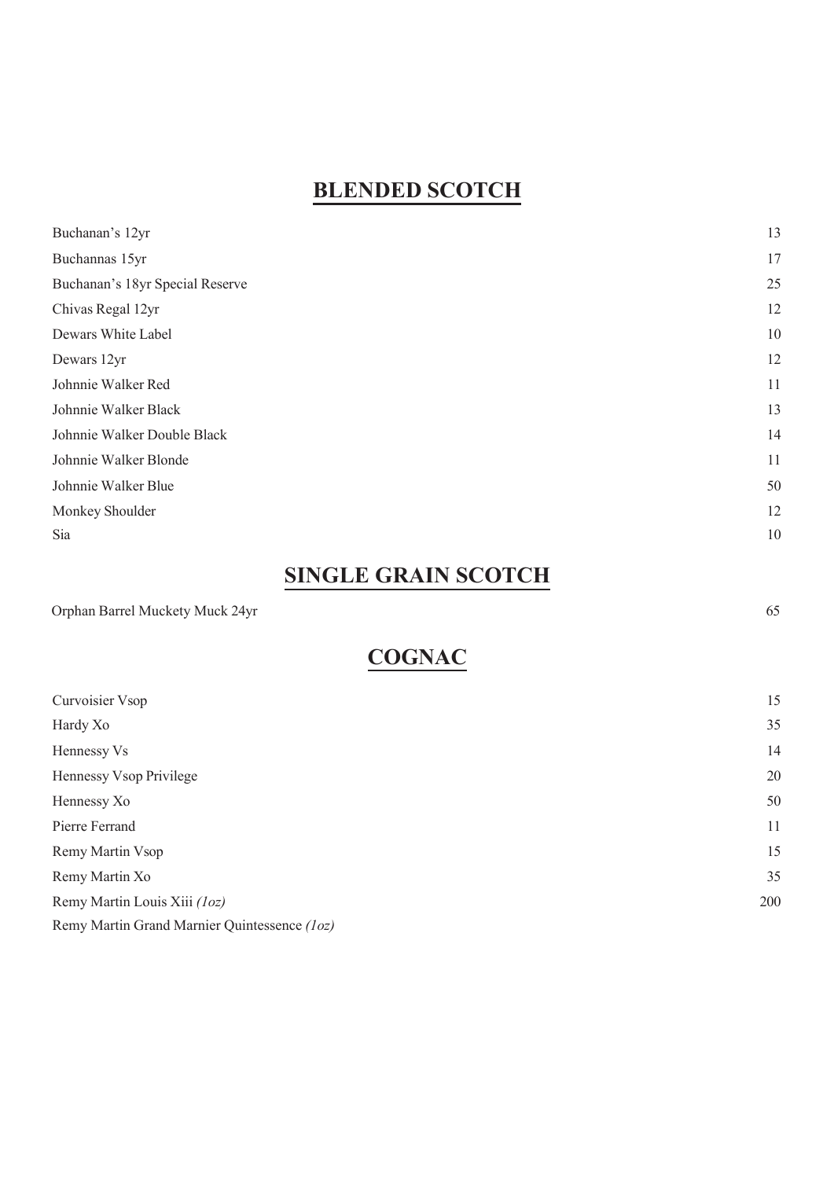## BLENDED SCOTCH

| | |
|---|---|
| Buchanan's 12yr | 13 |
| Buchannas 15yr | 17 |
| Buchanan's 18yr Special Reserve | 25 |
| Chivas Regal 12yr | 12 |
| Dewars White Label | 10 |
| Dewars 12yr | 12 |
| Johnnie Walker Red | 11 |
| Johnnie Walker Black | 13 |
| Johnnie Walker Double Black | 14 |
| Johnnie Walker Blonde | 11 |
| Johnnie Walker Blue | 50 |
| Monkey Shoulder | 12 |
| Sia | 10 |

## SINGLE GRAIN SCOTCH

| | |
|---|---|
| Orphan Barrel Muckety Muck 24yr | 65 |

## COGNAC

| | |
|---|---|
| Curvoisier Vsop | 15 |
| Hardy Xo | 35 |
| Hennessy Vs | 14 |
| Hennessy Vsop Privilege | 20 |
| Hennessy Xo | 50 |
| Pierre Ferrand | 11 |
| Remy Martin Vsop | 15 |
| Remy Martin Xo | 35 |
| Remy Martin Louis Xiii *(1oz)* | 200 |
| Remy Martin Grand Marnier Quintessence *(1oz)* | |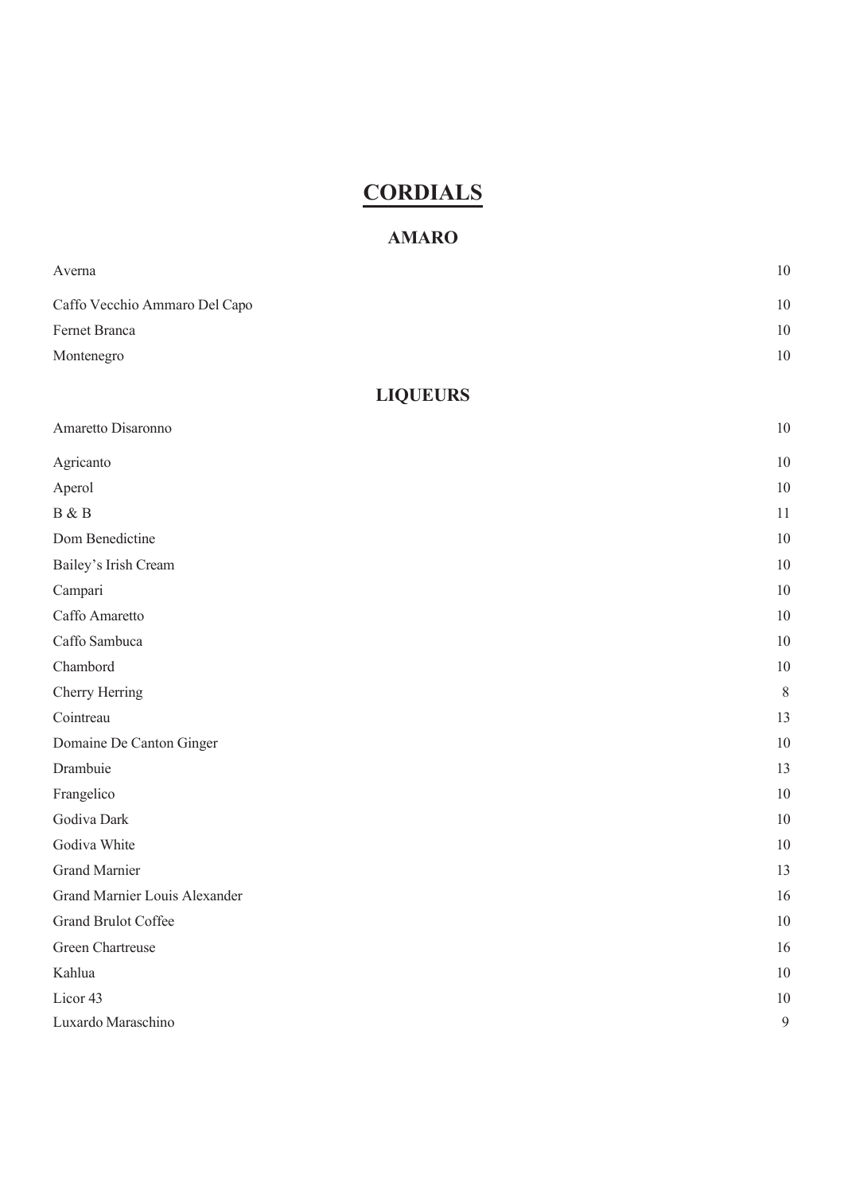# CORDIALS

## AMARO

| | |
|---|---|
| Averna | 10 |
| Caffo Vecchio Ammaro Del Capo | 10 |
| Fernet Branca | 10 |
| Montenegro | 10 |

## LIQUEURS

| | |
|---|---|
| Amaretto Disaronno | 10 |
| Agricanto | 10 |
| Aperol | 10 |
| B & B | 11 |
| Dom Benedictine | 10 |
| Bailey's Irish Cream | 10 |
| Campari | 10 |
| Caffo Amaretto | 10 |
| Caffo Sambuca | 10 |
| Chambord | 10 |
| Cherry Herring | 8 |
| Cointreau | 13 |
| Domaine De Canton Ginger | 10 |
| Drambuie | 13 |
| Frangelico | 10 |
| Godiva Dark | 10 |
| Godiva White | 10 |
| Grand Marnier | 13 |
| Grand Marnier Louis Alexander | 16 |
| Grand Brulot Coffee | 10 |
| Green Chartreuse | 16 |
| Kahlua | 10 |
| Licor 43 | 10 |
| Luxardo Maraschino | 9 |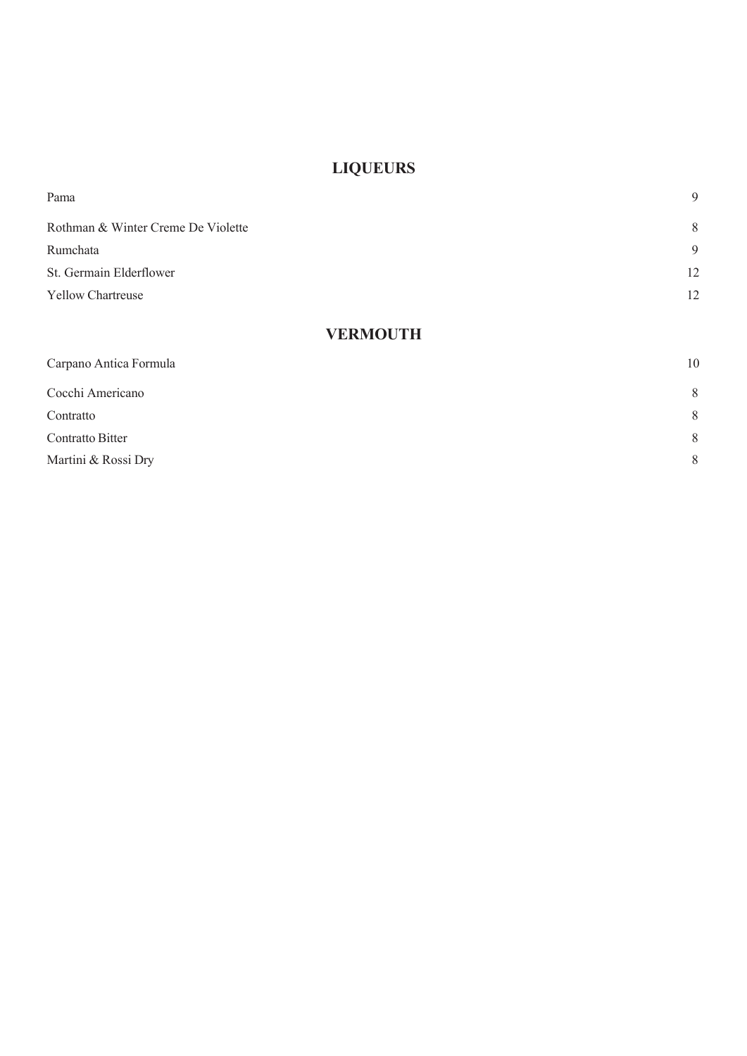## LIQUEURS

| | |
|---|---|
| Pama | 9 |
| Rothman & Winter Creme De Violette | 8 |
| Rumchata | 9 |
| St. Germain Elderflower | 12 |
| Yellow Chartreuse | 12 |

## VERMOUTH

| | |
|---|---|
| Carpano Antica Formula | 10 |
| Cocchi Americano | 8 |
| Contratto | 8 |
| Contratto Bitter | 8 |
| Martini & Rossi Dry | 8 |